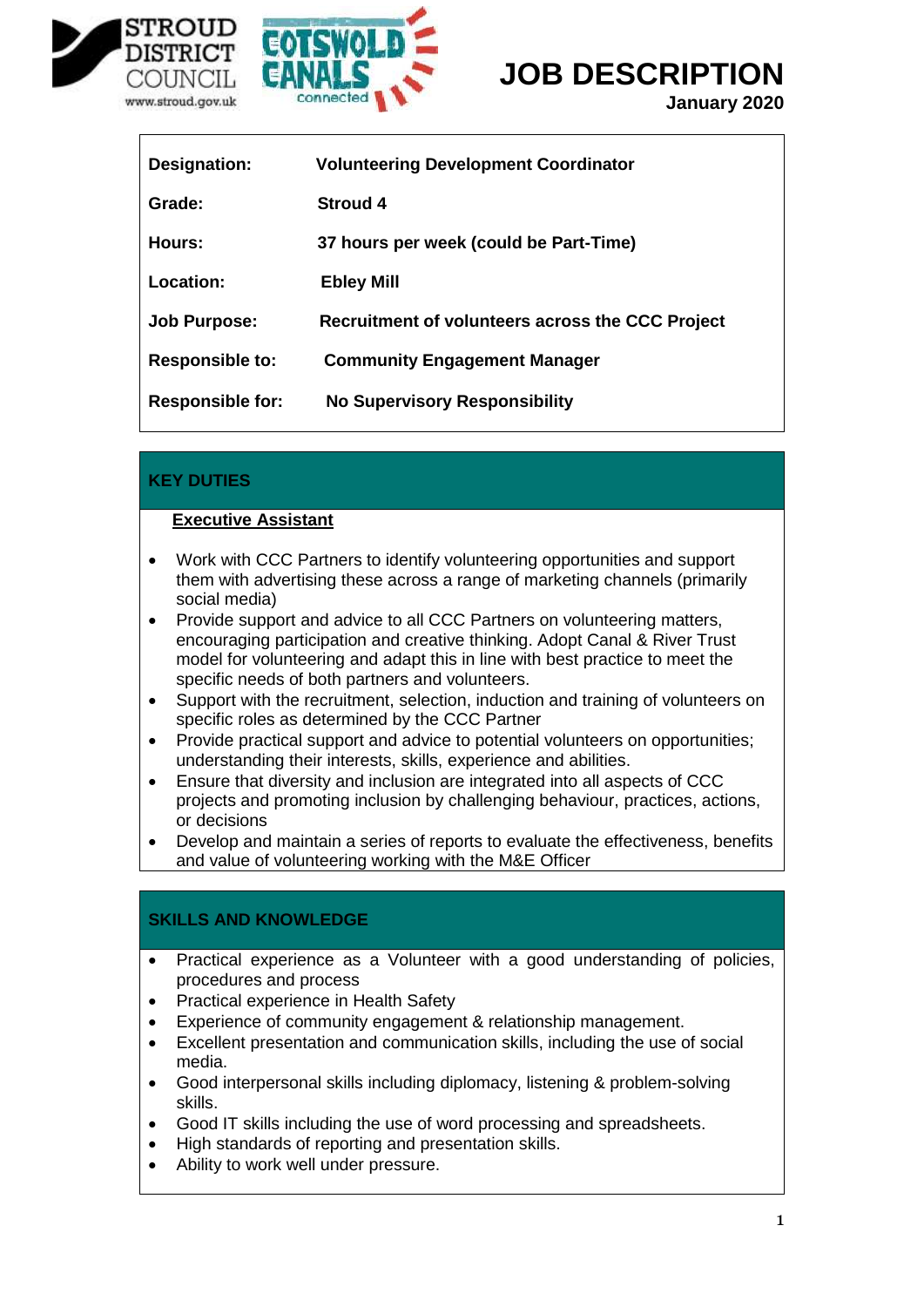Stroud District Council www.stroud.gov.uk | Cotswold Canals connected

# JOB DESCRIPTION

**January 2020**

| | |
|---|---|
| **Designation:** | **Volunteering Development Coordinator** |
| **Grade:** | **Stroud 4** |
| **Hours:** | **37 hours per week (could be Part-Time)** |
| **Location:** | **Ebley Mill** |
| **Job Purpose:** | **Recruitment of volunteers across the CCC Project** |
| **Responsible to:** | **Community Engagement Manager** |
| **Responsible for:** | **No Supervisory Responsibility** |

## KEY DUTIES

**<u>Executive Assistant</u>**

- Work with CCC Partners to identify volunteering opportunities and support them with advertising these across a range of marketing channels (primarily social media)
- Provide support and advice to all CCC Partners on volunteering matters, encouraging participation and creative thinking. Adopt Canal & River Trust model for volunteering and adapt this in line with best practice to meet the specific needs of both partners and volunteers.
- Support with the recruitment, selection, induction and training of volunteers on specific roles as determined by the CCC Partner
- Provide practical support and advice to potential volunteers on opportunities; understanding their interests, skills, experience and abilities.
- Ensure that diversity and inclusion are integrated into all aspects of CCC projects and promoting inclusion by challenging behaviour, practices, actions, or decisions
- Develop and maintain a series of reports to evaluate the effectiveness, benefits and value of volunteering working with the M&E Officer

## SKILLS AND KNOWLEDGE

- Practical experience as a Volunteer with a good understanding of policies, procedures and process
- Practical experience in Health Safety
- Experience of community engagement & relationship management.
- Excellent presentation and communication skills, including the use of social media.
- Good interpersonal skills including diplomacy, listening & problem-solving skills.
- Good IT skills including the use of word processing and spreadsheets.
- High standards of reporting and presentation skills.
- Ability to work well under pressure.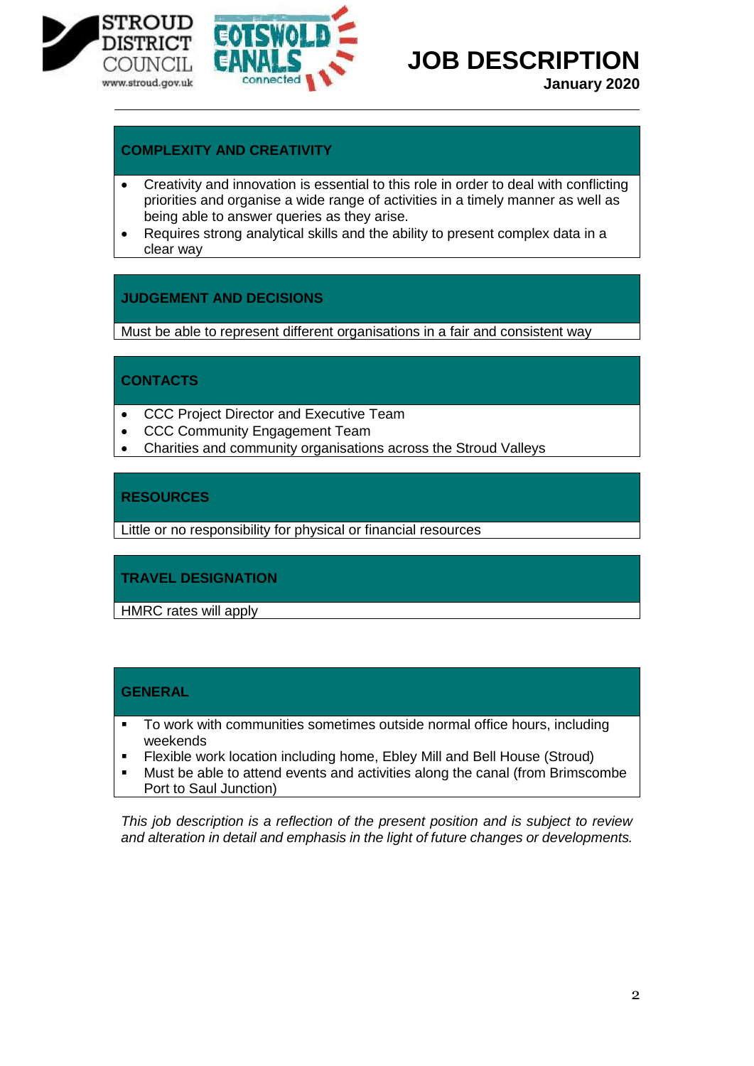# JOB DESCRIPTION

**January 2020**

## COMPLEXITY AND CREATIVITY

- Creativity and innovation is essential to this role in order to deal with conflicting priorities and organise a wide range of activities in a timely manner as well as being able to answer queries as they arise.
- Requires strong analytical skills and the ability to present complex data in a clear way

## JUDGEMENT AND DECISIONS

Must be able to represent different organisations in a fair and consistent way

## CONTACTS

- CCC Project Director and Executive Team
- CCC Community Engagement Team
- Charities and community organisations across the Stroud Valleys

## RESOURCES

Little or no responsibility for physical or financial resources

## TRAVEL DESIGNATION

HMRC rates will apply

## GENERAL

- To work with communities sometimes outside normal office hours, including weekends
- Flexible work location including home, Ebley Mill and Bell House (Stroud)
- Must be able to attend events and activities along the canal (from Brimscombe Port to Saul Junction)

*This job description is a reflection of the present position and is subject to review and alteration in detail and emphasis in the light of future changes or developments.*